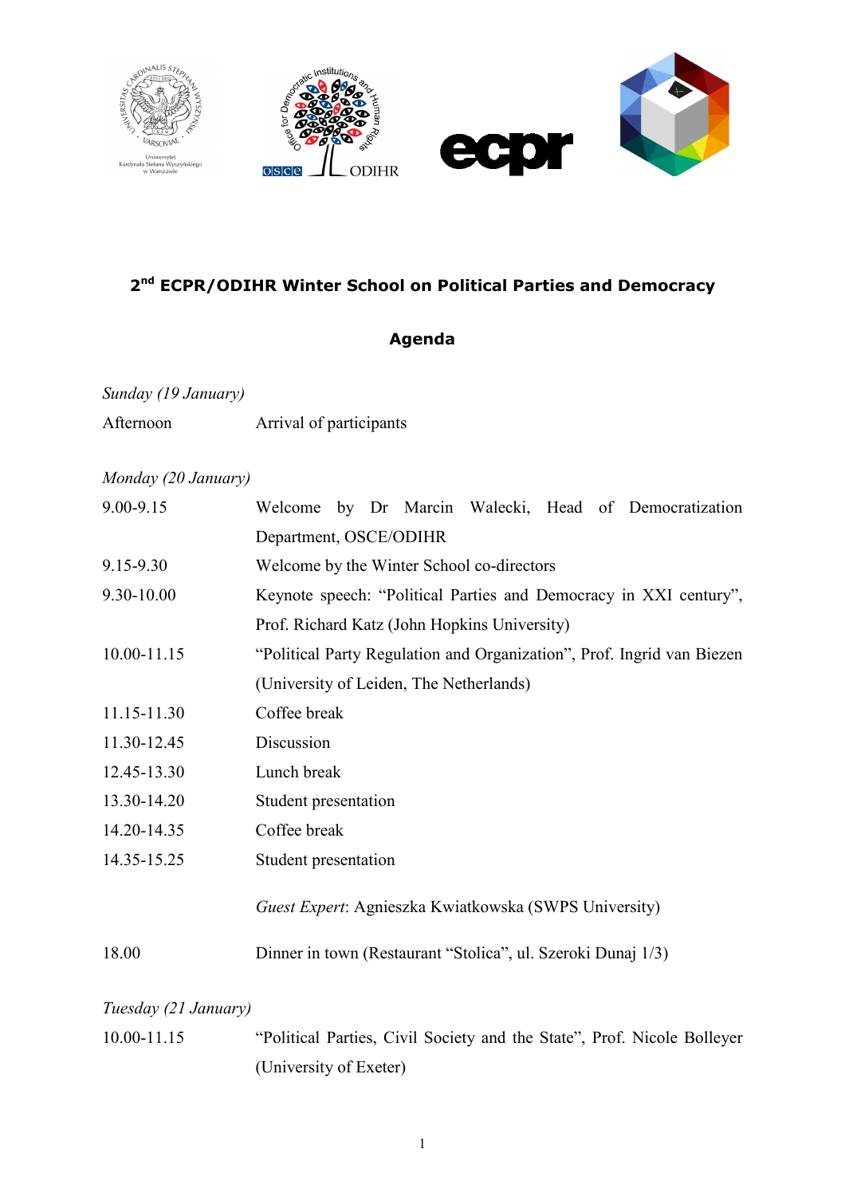## 2nd ECPR/ODIHR Winter School on Political Parties and Democracy

### Agenda

*Sunday (19 January)*

| | |
|---|---|
| Afternoon | Arrival of participants |

*Monday (20 January)*

| | |
|---|---|
| 9.00-9.15 | Welcome by Dr Marcin Walecki, Head of Democratization Department, OSCE/ODIHR |
| 9.15-9.30 | Welcome by the Winter School co-directors |
| 9.30-10.00 | Keynote speech: "Political Parties and Democracy in XXI century", Prof. Richard Katz (John Hopkins University) |
| 10.00-11.15 | "Political Party Regulation and Organization", Prof. Ingrid van Biezen (University of Leiden, The Netherlands) |
| 11.15-11.30 | Coffee break |
| 11.30-12.45 | Discussion |
| 12.45-13.30 | Lunch break |
| 13.30-14.20 | Student presentation |
| 14.20-14.35 | Coffee break |
| 14.35-15.25 | Student presentation |
| | *Guest Expert*: Agnieszka Kwiatkowska (SWPS University) |
| 18.00 | Dinner in town (Restaurant "Stolica", ul. Szeroki Dunaj 1/3) |

*Tuesday (21 January)*

| | |
|---|---|
| 10.00-11.15 | "Political Parties, Civil Society and the State", Prof. Nicole Bolleyer (University of Exeter) |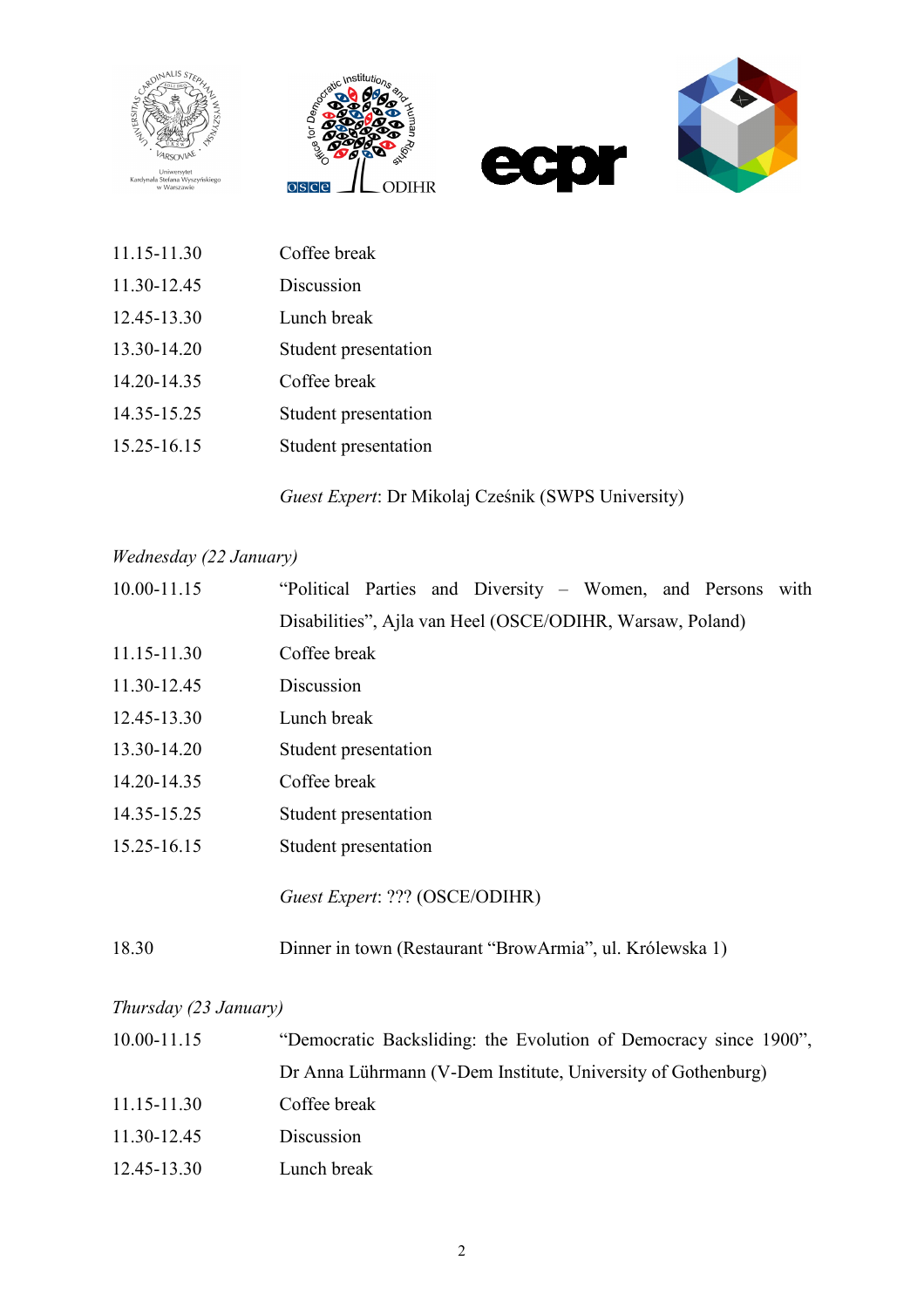| | |
|---|---|
| 11.15-11.30 | Coffee break |
| 11.30-12.45 | Discussion |
| 12.45-13.30 | Lunch break |
| 13.30-14.20 | Student presentation |
| 14.20-14.35 | Coffee break |
| 14.35-15.25 | Student presentation |
| 15.25-16.15 | Student presentation |

*Guest Expert*: Dr Mikolaj Cześnik (SWPS University)

*Wednesday (22 January)*

| | |
|---|---|
| 10.00-11.15 | "Political Parties and Diversity – Women, and Persons with Disabilities", Ajla van Heel (OSCE/ODIHR, Warsaw, Poland) |
| 11.15-11.30 | Coffee break |
| 11.30-12.45 | Discussion |
| 12.45-13.30 | Lunch break |
| 13.30-14.20 | Student presentation |
| 14.20-14.35 | Coffee break |
| 14.35-15.25 | Student presentation |
| 15.25-16.15 | Student presentation |

*Guest Expert*: ??? (OSCE/ODIHR)

| | |
|---|---|
| 18.30 | Dinner in town (Restaurant "BrowArmia", ul. Królewska 1) |

*Thursday (23 January)*

| | |
|---|---|
| 10.00-11.15 | "Democratic Backsliding: the Evolution of Democracy since 1900", Dr Anna Lührmann (V-Dem Institute, University of Gothenburg) |
| 11.15-11.30 | Coffee break |
| 11.30-12.45 | Discussion |
| 12.45-13.30 | Lunch break |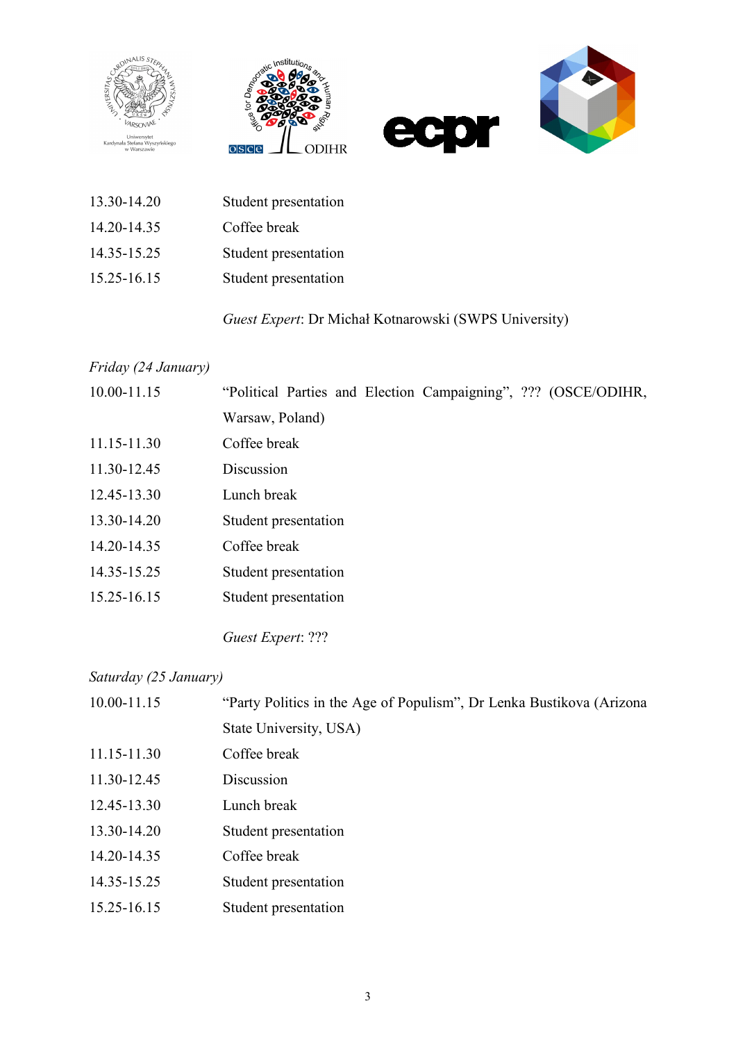13.30-14.20 Student presentation

14.20-14.35 Coffee break

14.35-15.25 Student presentation

15.25-16.15 Student presentation

*Guest Expert*: Dr Michał Kotnarowski (SWPS University)

*Friday (24 January)*

10.00-11.15 "Political Parties and Election Campaigning", ??? (OSCE/ODIHR, Warsaw, Poland)

11.15-11.30 Coffee break

11.30-12.45 Discussion

12.45-13.30 Lunch break

13.30-14.20 Student presentation

14.20-14.35 Coffee break

14.35-15.25 Student presentation

15.25-16.15 Student presentation

*Guest Expert*: ???

*Saturday (25 January)*

10.00-11.15 "Party Politics in the Age of Populism", Dr Lenka Bustikova (Arizona State University, USA)

11.15-11.30 Coffee break

11.30-12.45 Discussion

12.45-13.30 Lunch break

13.30-14.20 Student presentation

14.20-14.35 Coffee break

14.35-15.25 Student presentation

15.25-16.15 Student presentation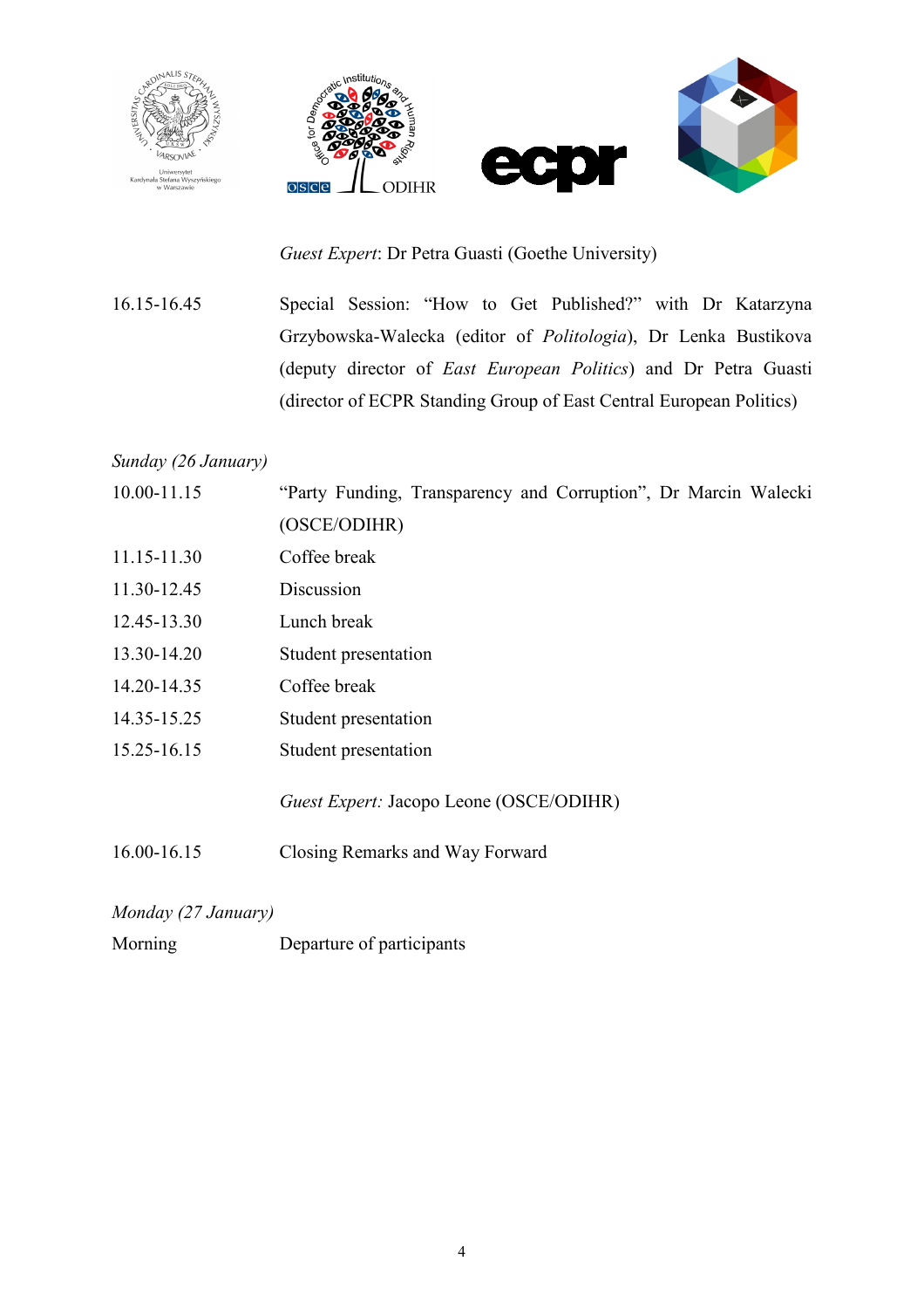*Guest Expert*: Dr Petra Guasti (Goethe University)

| | |
|---|---|
| 16.15-16.45 | Special Session: "How to Get Published?" with Dr Katarzyna Grzybowska-Walecka (editor of *Politologia*), Dr Lenka Bustikova (deputy director of *East European Politics*) and Dr Petra Guasti (director of ECPR Standing Group of East Central European Politics) |

*Sunday (26 January)*

| | |
|---|---|
| 10.00-11.15 | "Party Funding, Transparency and Corruption", Dr Marcin Walecki (OSCE/ODIHR) |
| 11.15-11.30 | Coffee break |
| 11.30-12.45 | Discussion |
| 12.45-13.30 | Lunch break |
| 13.30-14.20 | Student presentation |
| 14.20-14.35 | Coffee break |
| 14.35-15.25 | Student presentation |
| 15.25-16.15 | Student presentation |

*Guest Expert:* Jacopo Leone (OSCE/ODIHR)

| | |
|---|---|
| 16.00-16.15 | Closing Remarks and Way Forward |

*Monday (27 January)*

| | |
|---|---|
| Morning | Departure of participants |